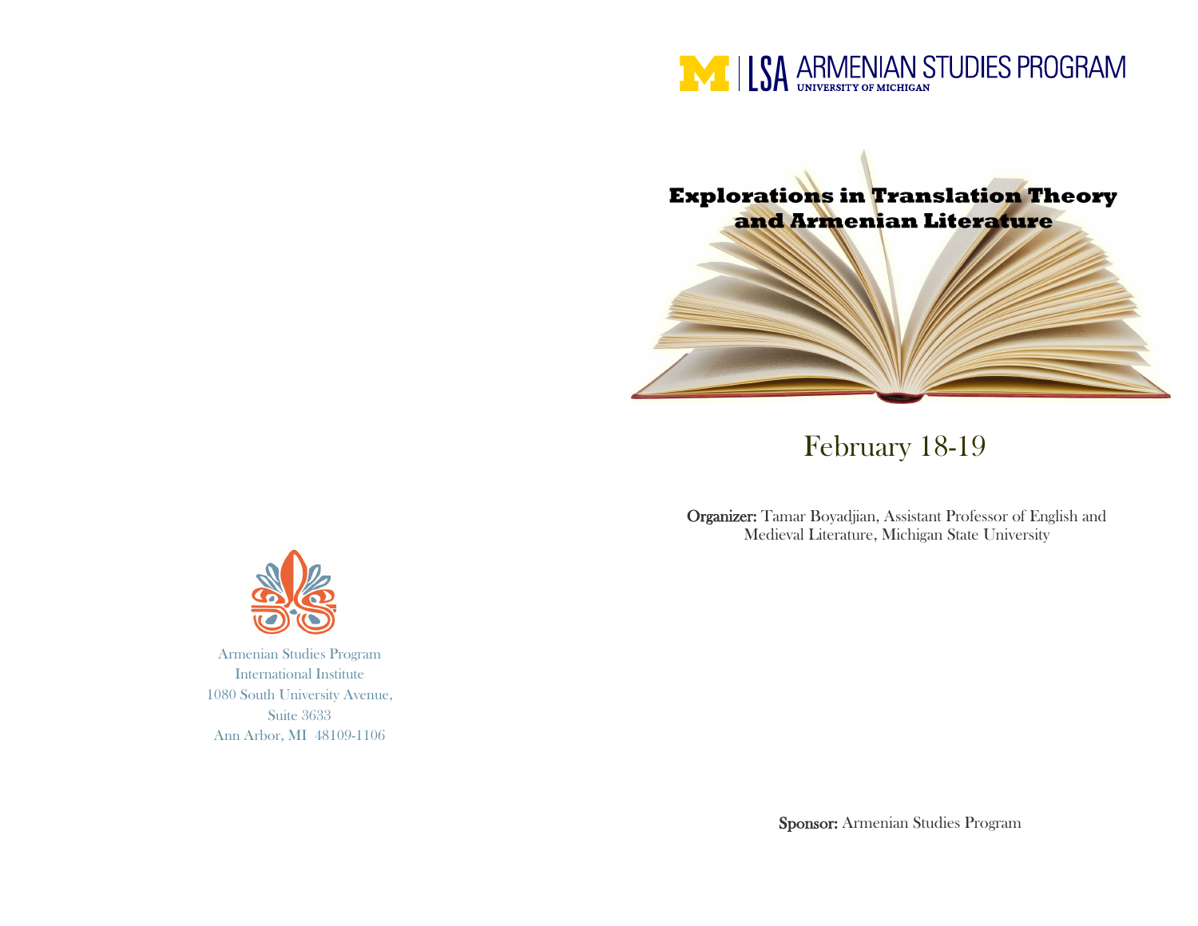Armenian Studies Program
International Institute
1080 South University Avenue,
Suite 3633
Ann Arbor, MI 48109-1106

LSA ARMENIAN STUDIES PROGRAM
UNIVERSITY OF MICHIGAN

# Explorations in Translation Theory and Armenian Literature

February 18-19

**Organizer:** Tamar Boyadjian, Assistant Professor of English and Medieval Literature, Michigan State University

**Sponsor:** Armenian Studies Program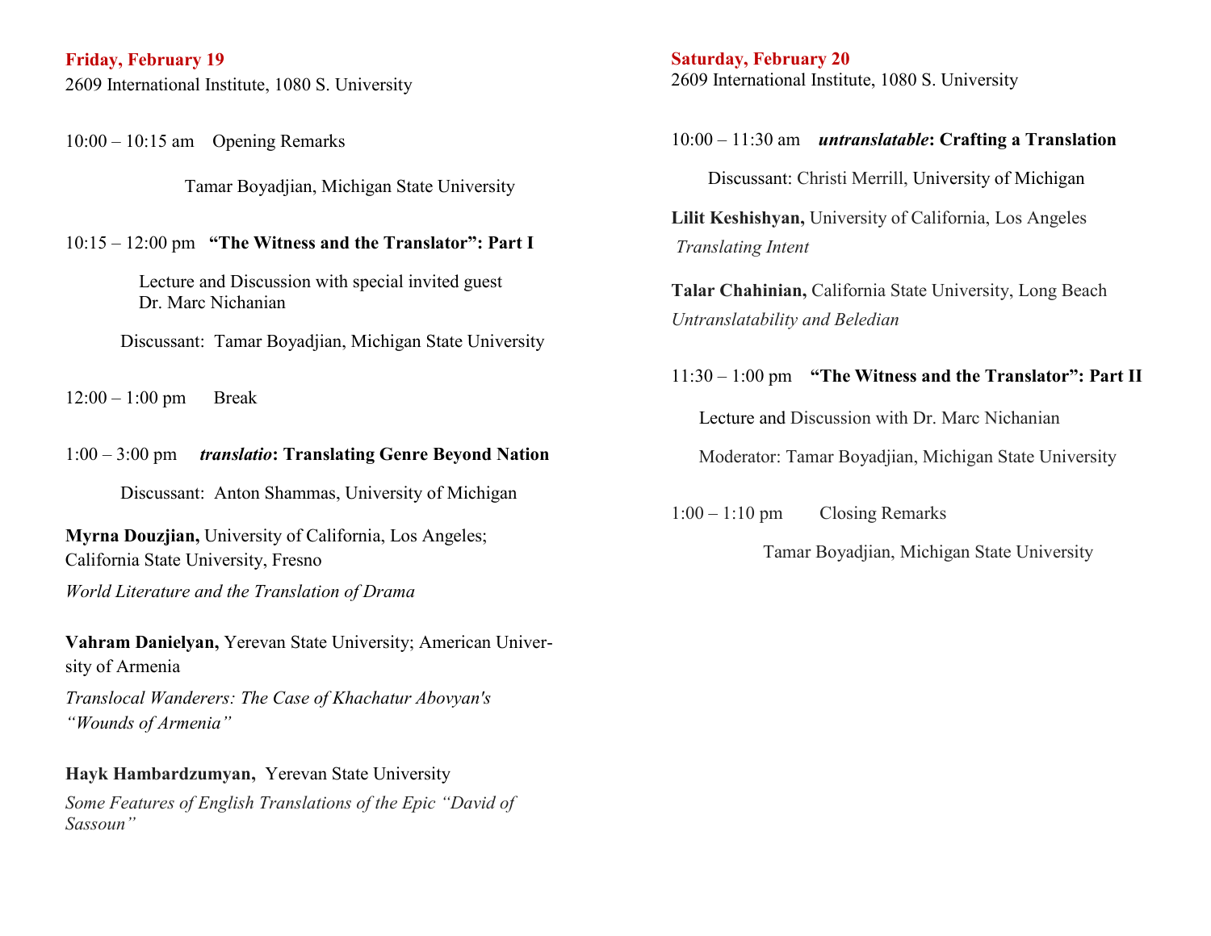## Friday, February 19

2609 International Institute, 1080 S. University

10:00 – 10:15 am Opening Remarks

Tamar Boyadjian, Michigan State University

10:15 – 12:00 pm **"The Witness and the Translator": Part I**

Lecture and Discussion with special invited guest
Dr. Marc Nichanian

Discussant: Tamar Boyadjian, Michigan State University

12:00 – 1:00 pm Break

1:00 – 3:00 pm ***translatio*: Translating Genre Beyond Nation**

Discussant: Anton Shammas, University of Michigan

**Myrna Douzjian,** University of California, Los Angeles; California State University, Fresno

*World Literature and the Translation of Drama*

**Vahram Danielyan,** Yerevan State University; American University of Armenia

*Translocal Wanderers: The Case of Khachatur Abovyan's "Wounds of Armenia"*

**Hayk Hambardzumyan,** Yerevan State University

*Some Features of English Translations of the Epic "David of Sassoun"*

## Saturday, February 20

2609 International Institute, 1080 S. University

10:00 – 11:30 am ***untranslatable*: Crafting a Translation**

Discussant: Christi Merrill, University of Michigan

**Lilit Keshishyan,** University of California, Los Angeles

*Translating Intent*

**Talar Chahinian,** California State University, Long Beach

*Untranslatability and Beledian*

11:30 – 1:00 pm **"The Witness and the Translator": Part II**

Lecture and Discussion with Dr. Marc Nichanian

Moderator: Tamar Boyadjian, Michigan State University

1:00 – 1:10 pm Closing Remarks

Tamar Boyadjian, Michigan State University